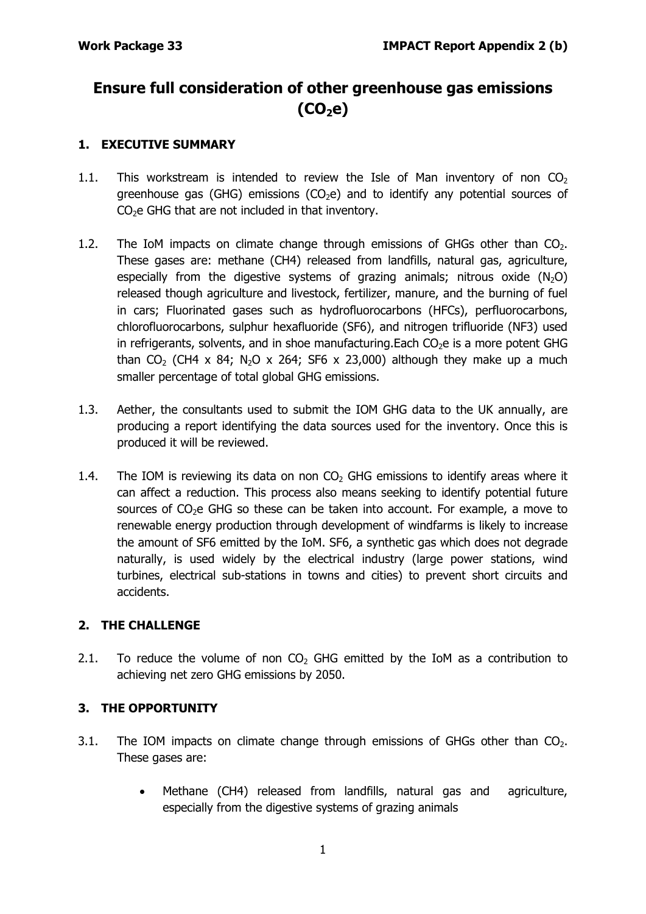# Ensure full consideration of other greenhouse gas emissions ($CO_2e$)

## 1. EXECUTIVE SUMMARY

1.1. This workstream is intended to review the Isle of Man inventory of non $CO_2$ greenhouse gas (GHG) emissions ($CO_2e$) and to identify any potential sources of $CO_2e$ GHG that are not included in that inventory.

1.2. The IoM impacts on climate change through emissions of GHGs other than $CO_2$. These gases are: methane (CH4) released from landfills, natural gas, agriculture, especially from the digestive systems of grazing animals; nitrous oxide ($N_2O$) released though agriculture and livestock, fertilizer, manure, and the burning of fuel in cars; Fluorinated gases such as hydrofluorocarbons (HFCs), perfluorocarbons, chlorofluorocarbons, sulphur hexafluoride (SF6), and nitrogen trifluoride (NF3) used in refrigerants, solvents, and in shoe manufacturing.Each $CO_2e$ is a more potent GHG than $CO_2$ (CH4 x 84; $N_2O$ x 264; SF6 x 23,000) although they make up a much smaller percentage of total global GHG emissions.

1.3. Aether, the consultants used to submit the IOM GHG data to the UK annually, are producing a report identifying the data sources used for the inventory. Once this is produced it will be reviewed.

1.4. The IOM is reviewing its data on non $CO_2$ GHG emissions to identify areas where it can affect a reduction. This process also means seeking to identify potential future sources of $CO_2e$ GHG so these can be taken into account. For example, a move to renewable energy production through development of windfarms is likely to increase the amount of SF6 emitted by the IoM. SF6, a synthetic gas which does not degrade naturally, is used widely by the electrical industry (large power stations, wind turbines, electrical sub-stations in towns and cities) to prevent short circuits and accidents.

## 2. THE CHALLENGE

2.1. To reduce the volume of non $CO_2$ GHG emitted by the IoM as a contribution to achieving net zero GHG emissions by 2050.

## 3. THE OPPORTUNITY

3.1. The IOM impacts on climate change through emissions of GHGs other than $CO_2$. These gases are:

- Methane (CH4) released from landfills, natural gas and agriculture, especially from the digestive systems of grazing animals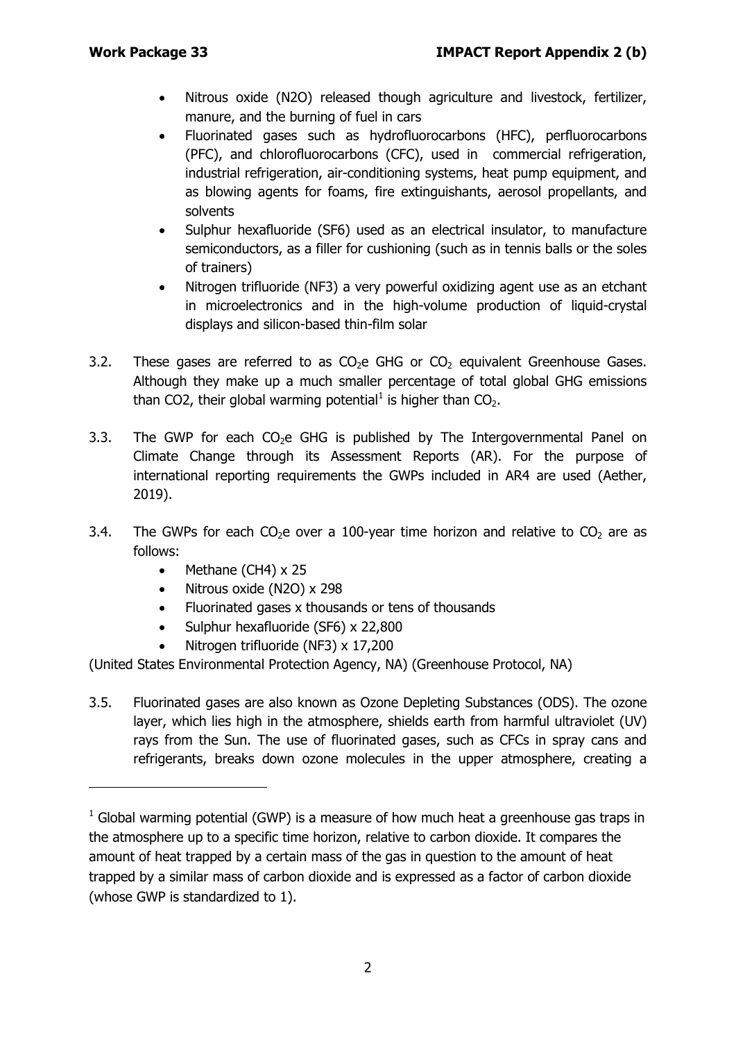- Nitrous oxide (N2O) released though agriculture and livestock, fertilizer, manure, and the burning of fuel in cars
- Fluorinated gases such as hydrofluorocarbons (HFC), perfluorocarbons (PFC), and chlorofluorocarbons (CFC), used in commercial refrigeration, industrial refrigeration, air-conditioning systems, heat pump equipment, and as blowing agents for foams, fire extinguishants, aerosol propellants, and solvents
- Sulphur hexafluoride (SF6) used as an electrical insulator, to manufacture semiconductors, as a filler for cushioning (such as in tennis balls or the soles of trainers)
- Nitrogen trifluoride (NF3) a very powerful oxidizing agent use as an etchant in microelectronics and in the high-volume production of liquid-crystal displays and silicon-based thin-film solar

3.2. These gases are referred to as $CO_2e$ GHG or $CO_2$ equivalent Greenhouse Gases. Although they make up a much smaller percentage of total global GHG emissions than CO2, their global warming potential[1] is higher than $CO_2$.

3.3. The GWP for each $CO_2e$ GHG is published by The Intergovernmental Panel on Climate Change through its Assessment Reports (AR). For the purpose of international reporting requirements the GWPs included in AR4 are used (Aether, 2019).

3.4. The GWPs for each $CO_2e$ over a 100-year time horizon and relative to $CO_2$ are as follows:

- Methane (CH4) x 25
- Nitrous oxide (N2O) x 298
- Fluorinated gases x thousands or tens of thousands
- Sulphur hexafluoride (SF6) x 22,800
- Nitrogen trifluoride (NF3) x 17,200

(United States Environmental Protection Agency, NA) (Greenhouse Protocol, NA)

3.5. Fluorinated gases are also known as Ozone Depleting Substances (ODS). The ozone layer, which lies high in the atmosphere, shields earth from harmful ultraviolet (UV) rays from the Sun. The use of fluorinated gases, such as CFCs in spray cans and refrigerants, breaks down ozone molecules in the upper atmosphere, creating a

---

[1] Global warming potential (GWP) is a measure of how much heat a greenhouse gas traps in the atmosphere up to a specific time horizon, relative to carbon dioxide. It compares the amount of heat trapped by a certain mass of the gas in question to the amount of heat trapped by a similar mass of carbon dioxide and is expressed as a factor of carbon dioxide (whose GWP is standardized to 1).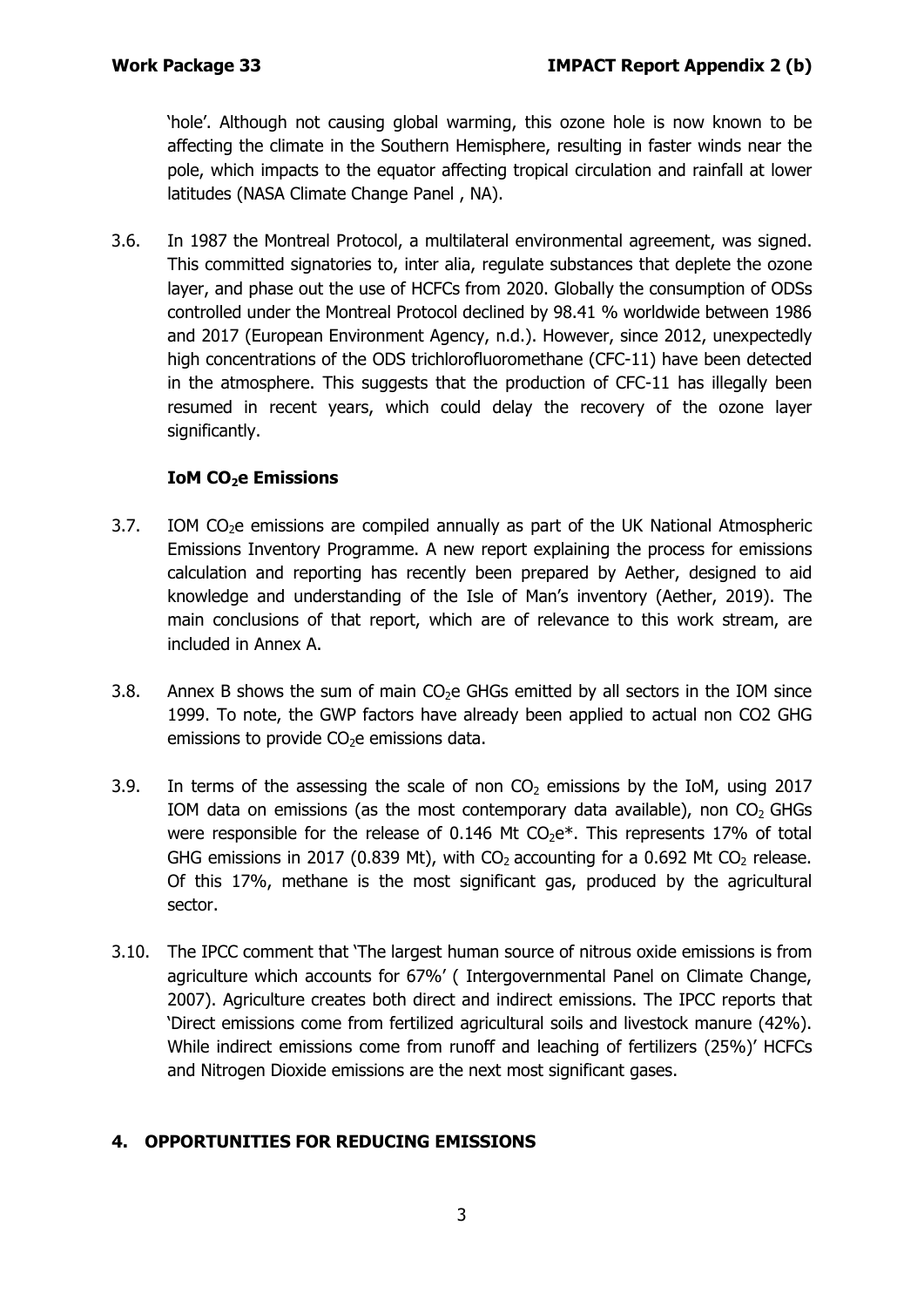'hole'. Although not causing global warming, this ozone hole is now known to be affecting the climate in the Southern Hemisphere, resulting in faster winds near the pole, which impacts to the equator affecting tropical circulation and rainfall at lower latitudes (NASA Climate Change Panel , NA).

3.6. In 1987 the Montreal Protocol, a multilateral environmental agreement, was signed. This committed signatories to, inter alia, regulate substances that deplete the ozone layer, and phase out the use of HCFCs from 2020. Globally the consumption of ODSs controlled under the Montreal Protocol declined by 98.41 % worldwide between 1986 and 2017 (European Environment Agency, n.d.). However, since 2012, unexpectedly high concentrations of the ODS trichlorofluoromethane (CFC-11) have been detected in the atmosphere. This suggests that the production of CFC-11 has illegally been resumed in recent years, which could delay the recovery of the ozone layer significantly.

### IoM $CO_2e$ Emissions

3.7. IOM $CO_2e$ emissions are compiled annually as part of the UK National Atmospheric Emissions Inventory Programme. A new report explaining the process for emissions calculation and reporting has recently been prepared by Aether, designed to aid knowledge and understanding of the Isle of Man's inventory (Aether, 2019). The main conclusions of that report, which are of relevance to this work stream, are included in Annex A.

3.8. Annex B shows the sum of main $CO_2e$ GHGs emitted by all sectors in the IOM since 1999. To note, the GWP factors have already been applied to actual non CO2 GHG emissions to provide $CO_2e$ emissions data.

3.9. In terms of the assessing the scale of non $CO_2$ emissions by the IoM, using 2017 IOM data on emissions (as the most contemporary data available), non $CO_2$ GHGs were responsible for the release of 0.146 Mt $CO_2e$*. This represents 17% of total GHG emissions in 2017 (0.839 Mt), with $CO_2$ accounting for a 0.692 Mt $CO_2$ release. Of this 17%, methane is the most significant gas, produced by the agricultural sector.

3.10. The IPCC comment that 'The largest human source of nitrous oxide emissions is from agriculture which accounts for 67%' ( Intergovernmental Panel on Climate Change, 2007). Agriculture creates both direct and indirect emissions. The IPCC reports that 'Direct emissions come from fertilized agricultural soils and livestock manure (42%). While indirect emissions come from runoff and leaching of fertilizers (25%)' HCFCs and Nitrogen Dioxide emissions are the next most significant gases.

## 4. OPPORTUNITIES FOR REDUCING EMISSIONS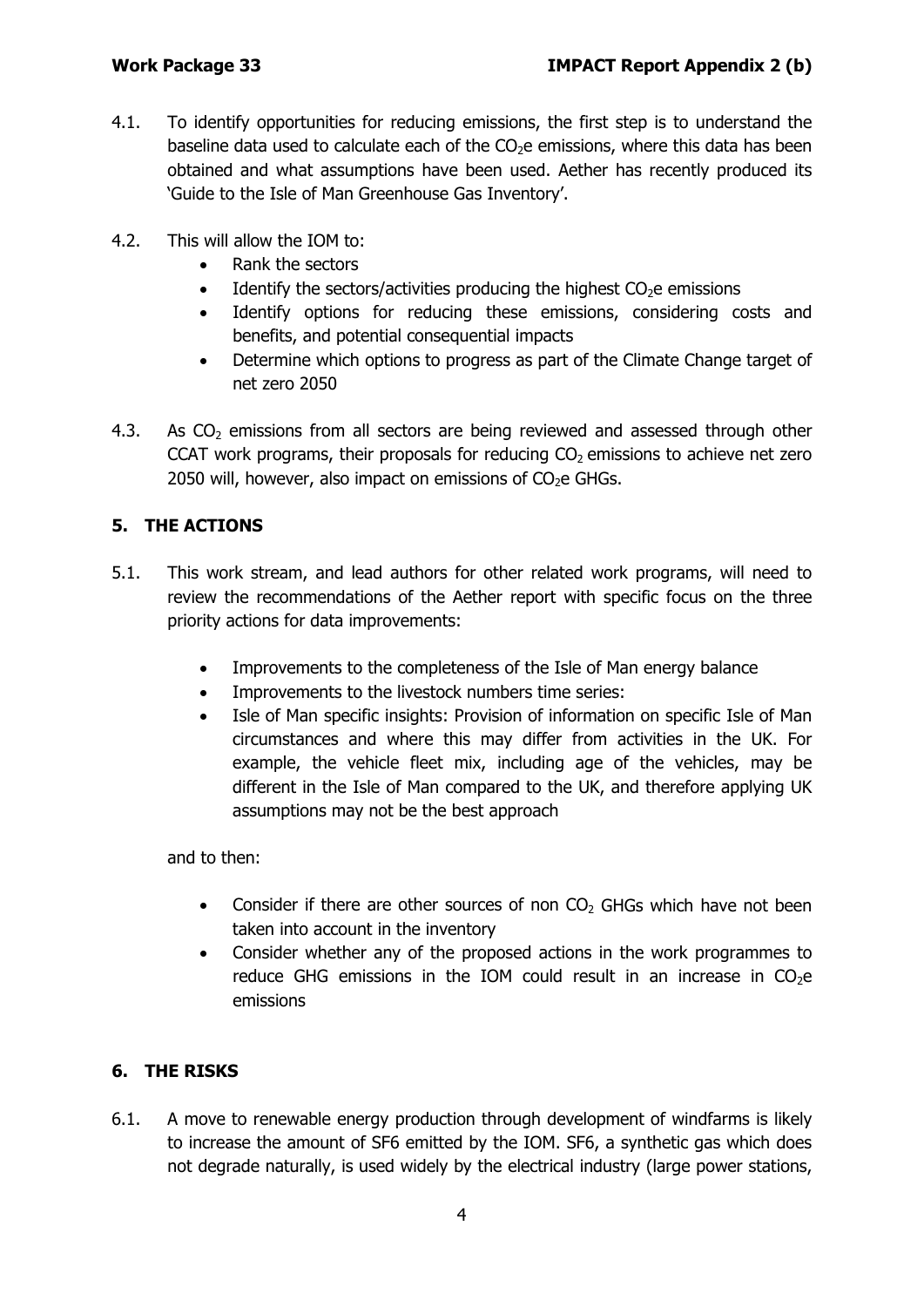4.1. To identify opportunities for reducing emissions, the first step is to understand the baseline data used to calculate each of the $CO_2$e emissions, where this data has been obtained and what assumptions have been used. Aether has recently produced its 'Guide to the Isle of Man Greenhouse Gas Inventory'.

4.2. This will allow the IOM to:

- Rank the sectors
- Identify the sectors/activities producing the highest $CO_2$e emissions
- Identify options for reducing these emissions, considering costs and benefits, and potential consequential impacts
- Determine which options to progress as part of the Climate Change target of net zero 2050

4.3. As $CO_2$ emissions from all sectors are being reviewed and assessed through other CCAT work programs, their proposals for reducing $CO_2$ emissions to achieve net zero 2050 will, however, also impact on emissions of $CO_2$e GHGs.

## 5. THE ACTIONS

5.1. This work stream, and lead authors for other related work programs, will need to review the recommendations of the Aether report with specific focus on the three priority actions for data improvements:

- Improvements to the completeness of the Isle of Man energy balance
- Improvements to the livestock numbers time series:
- Isle of Man specific insights: Provision of information on specific Isle of Man circumstances and where this may differ from activities in the UK. For example, the vehicle fleet mix, including age of the vehicles, may be different in the Isle of Man compared to the UK, and therefore applying UK assumptions may not be the best approach

and to then:

- Consider if there are other sources of non $CO_2$ GHGs which have not been taken into account in the inventory
- Consider whether any of the proposed actions in the work programmes to reduce GHG emissions in the IOM could result in an increase in $CO_2$e emissions

## 6. THE RISKS

6.1. A move to renewable energy production through development of windfarms is likely to increase the amount of SF6 emitted by the IOM. SF6, a synthetic gas which does not degrade naturally, is used widely by the electrical industry (large power stations,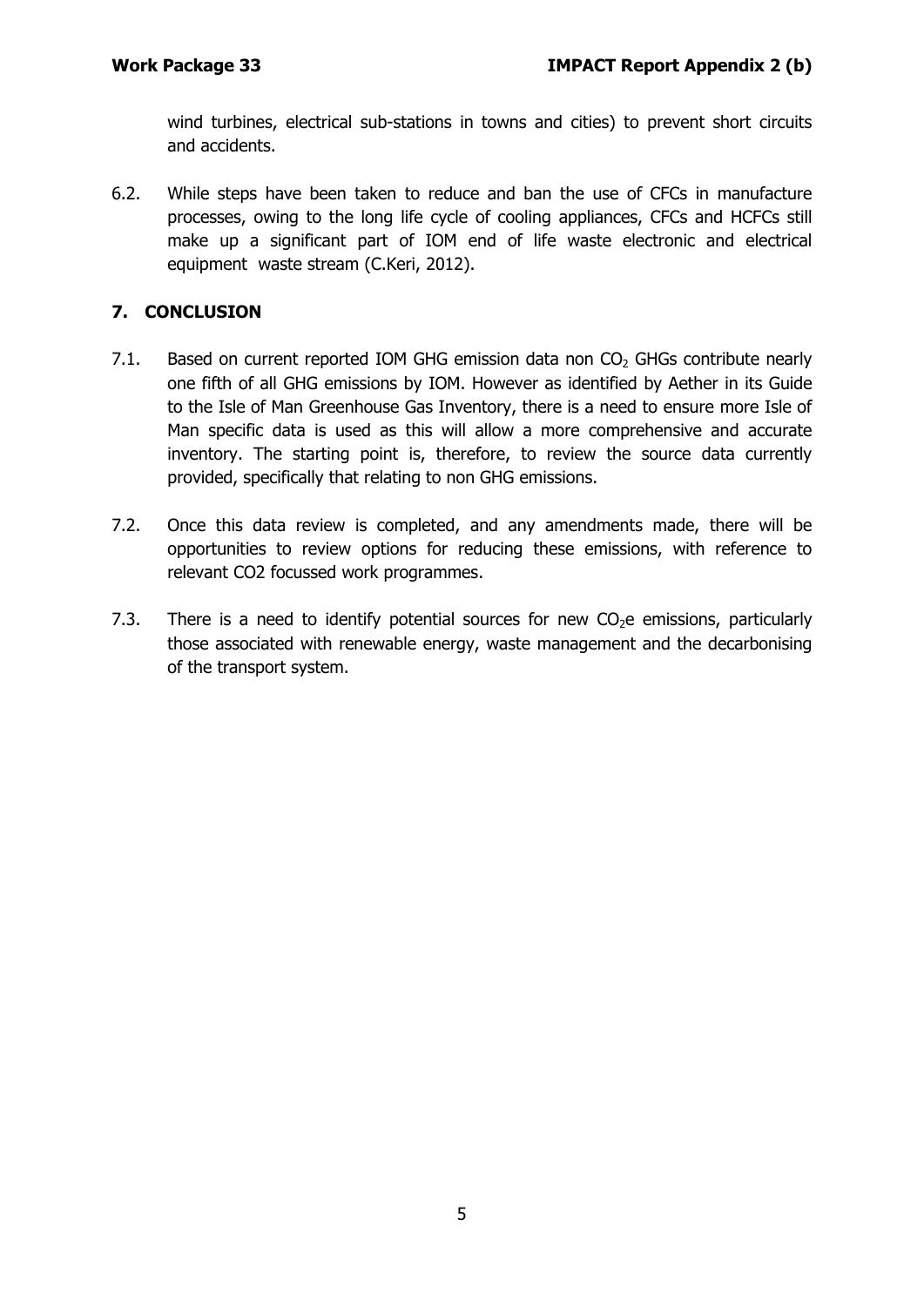wind turbines, electrical sub-stations in towns and cities) to prevent short circuits and accidents.

6.2. While steps have been taken to reduce and ban the use of CFCs in manufacture processes, owing to the long life cycle of cooling appliances, CFCs and HCFCs still make up a significant part of IOM end of life waste electronic and electrical equipment waste stream (C.Keri, 2012).

## 7. CONCLUSION

7.1. Based on current reported IOM GHG emission data non $CO_2$ GHGs contribute nearly one fifth of all GHG emissions by IOM. However as identified by Aether in its Guide to the Isle of Man Greenhouse Gas Inventory, there is a need to ensure more Isle of Man specific data is used as this will allow a more comprehensive and accurate inventory. The starting point is, therefore, to review the source data currently provided, specifically that relating to non GHG emissions.

7.2. Once this data review is completed, and any amendments made, there will be opportunities to review options for reducing these emissions, with reference to relevant CO2 focussed work programmes.

7.3. There is a need to identify potential sources for new $CO_2e$ emissions, particularly those associated with renewable energy, waste management and the decarbonising of the transport system.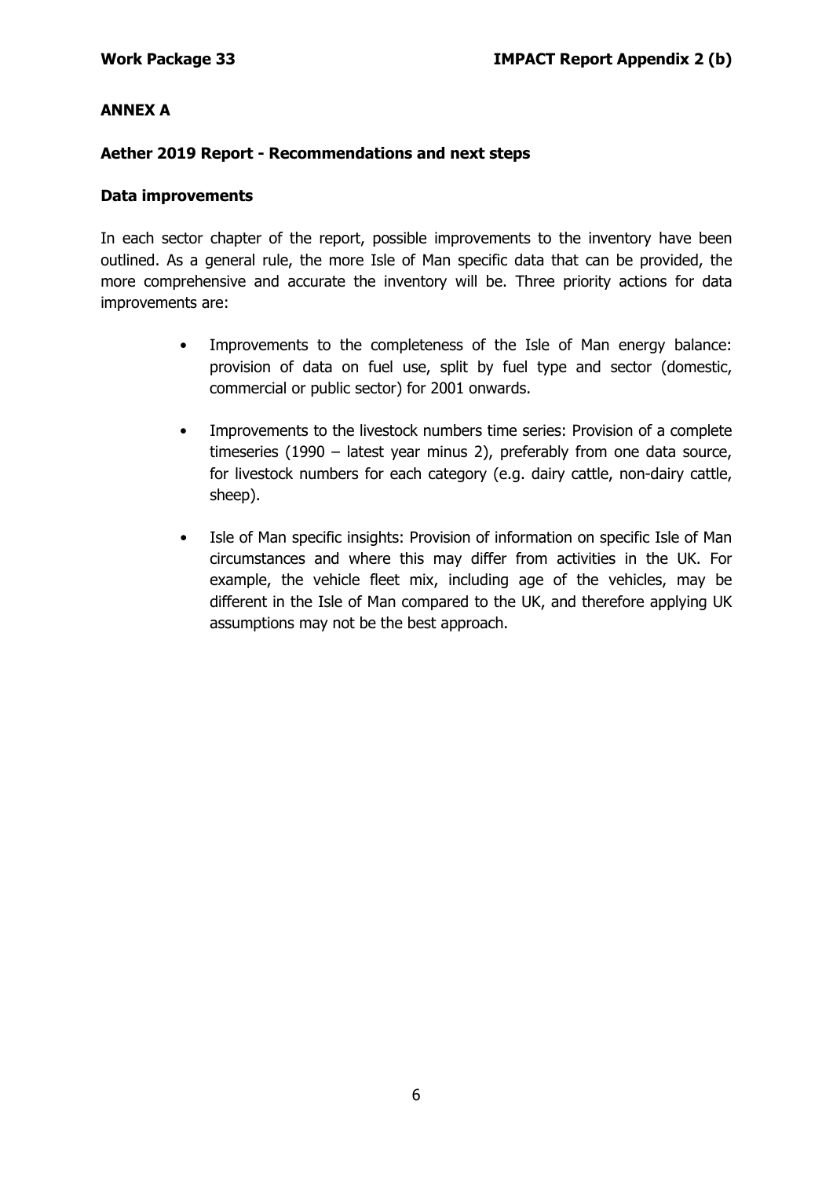## ANNEX A

### Aether 2019 Report - Recommendations and next steps

### Data improvements

In each sector chapter of the report, possible improvements to the inventory have been outlined. As a general rule, the more Isle of Man specific data that can be provided, the more comprehensive and accurate the inventory will be. Three priority actions for data improvements are:

- Improvements to the completeness of the Isle of Man energy balance: provision of data on fuel use, split by fuel type and sector (domestic, commercial or public sector) for 2001 onwards.

- Improvements to the livestock numbers time series: Provision of a complete timeseries (1990 – latest year minus 2), preferably from one data source, for livestock numbers for each category (e.g. dairy cattle, non-dairy cattle, sheep).

- Isle of Man specific insights: Provision of information on specific Isle of Man circumstances and where this may differ from activities in the UK. For example, the vehicle fleet mix, including age of the vehicles, may be different in the Isle of Man compared to the UK, and therefore applying UK assumptions may not be the best approach.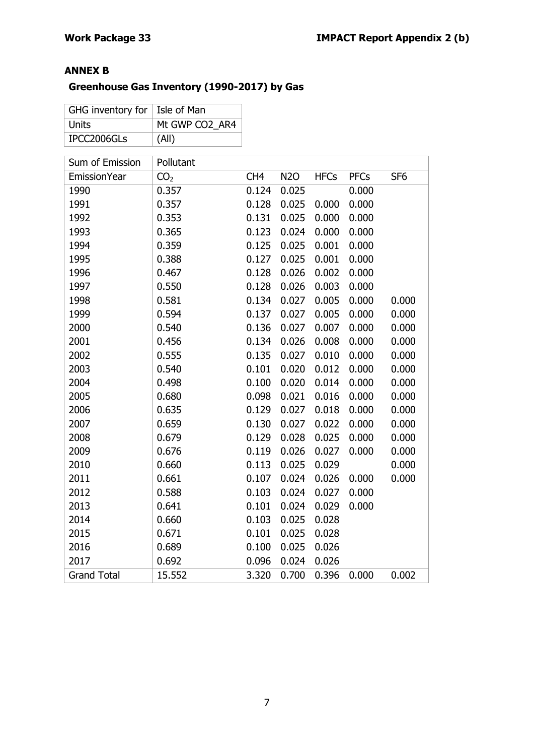## ANNEX B

### Greenhouse Gas Inventory (1990-2017) by Gas

| GHG inventory for | Isle of Man |
|---|---|
| Units | Mt GWP CO2_AR4 |
| IPCC2006GLs | (All) |

| Sum of Emission | Pollutant | | | | | |
|---|---|---|---|---|---|---|
| EmissionYear | $CO_2$ | CH4 | N2O | HFCs | PFCs | SF6 |
| 1990 | 0.357 | 0.124 | 0.025 | | 0.000 | |
| 1991 | 0.357 | 0.128 | 0.025 | 0.000 | 0.000 | |
| 1992 | 0.353 | 0.131 | 0.025 | 0.000 | 0.000 | |
| 1993 | 0.365 | 0.123 | 0.024 | 0.000 | 0.000 | |
| 1994 | 0.359 | 0.125 | 0.025 | 0.001 | 0.000 | |
| 1995 | 0.388 | 0.127 | 0.025 | 0.001 | 0.000 | |
| 1996 | 0.467 | 0.128 | 0.026 | 0.002 | 0.000 | |
| 1997 | 0.550 | 0.128 | 0.026 | 0.003 | 0.000 | |
| 1998 | 0.581 | 0.134 | 0.027 | 0.005 | 0.000 | 0.000 |
| 1999 | 0.594 | 0.137 | 0.027 | 0.005 | 0.000 | 0.000 |
| 2000 | 0.540 | 0.136 | 0.027 | 0.007 | 0.000 | 0.000 |
| 2001 | 0.456 | 0.134 | 0.026 | 0.008 | 0.000 | 0.000 |
| 2002 | 0.555 | 0.135 | 0.027 | 0.010 | 0.000 | 0.000 |
| 2003 | 0.540 | 0.101 | 0.020 | 0.012 | 0.000 | 0.000 |
| 2004 | 0.498 | 0.100 | 0.020 | 0.014 | 0.000 | 0.000 |
| 2005 | 0.680 | 0.098 | 0.021 | 0.016 | 0.000 | 0.000 |
| 2006 | 0.635 | 0.129 | 0.027 | 0.018 | 0.000 | 0.000 |
| 2007 | 0.659 | 0.130 | 0.027 | 0.022 | 0.000 | 0.000 |
| 2008 | 0.679 | 0.129 | 0.028 | 0.025 | 0.000 | 0.000 |
| 2009 | 0.676 | 0.119 | 0.026 | 0.027 | 0.000 | 0.000 |
| 2010 | 0.660 | 0.113 | 0.025 | 0.029 | | 0.000 |
| 2011 | 0.661 | 0.107 | 0.024 | 0.026 | 0.000 | 0.000 |
| 2012 | 0.588 | 0.103 | 0.024 | 0.027 | 0.000 | |
| 2013 | 0.641 | 0.101 | 0.024 | 0.029 | 0.000 | |
| 2014 | 0.660 | 0.103 | 0.025 | 0.028 | | |
| 2015 | 0.671 | 0.101 | 0.025 | 0.028 | | |
| 2016 | 0.689 | 0.100 | 0.025 | 0.026 | | |
| 2017 | 0.692 | 0.096 | 0.024 | 0.026 | | |
| Grand Total | 15.552 | 3.320 | 0.700 | 0.396 | 0.000 | 0.002 |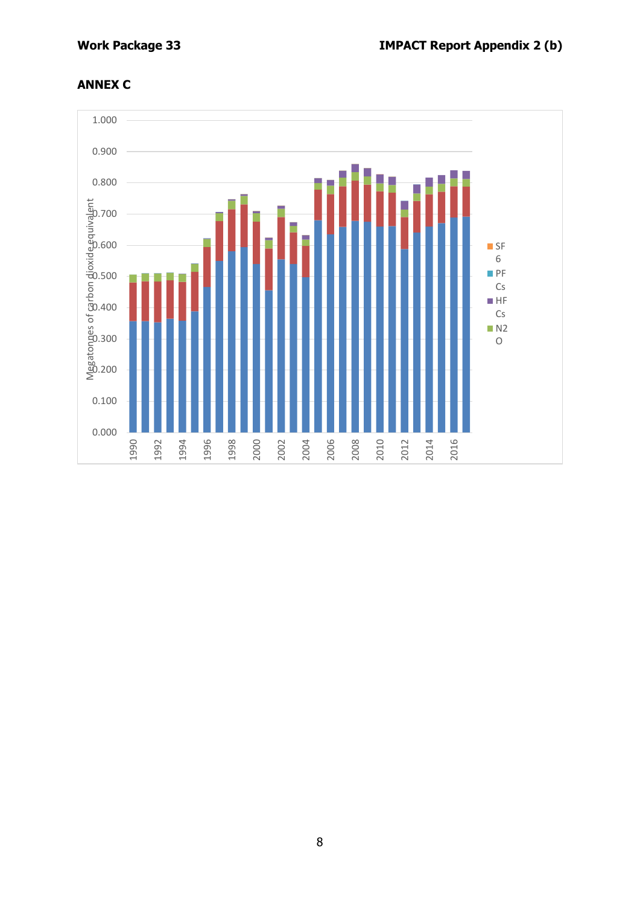## ANNEX C

Megatonnes of carbon dioxide equivalent

1.000
0.900
0.800
0.700
0.600
0.500
0.400
0.300
0.200
0.100
0.000

1990 1992 1994 1996 1998 2000 2002 2004 2006 2008 2010 2012 2014 2016

SF6
PFCs
HFCs
N2O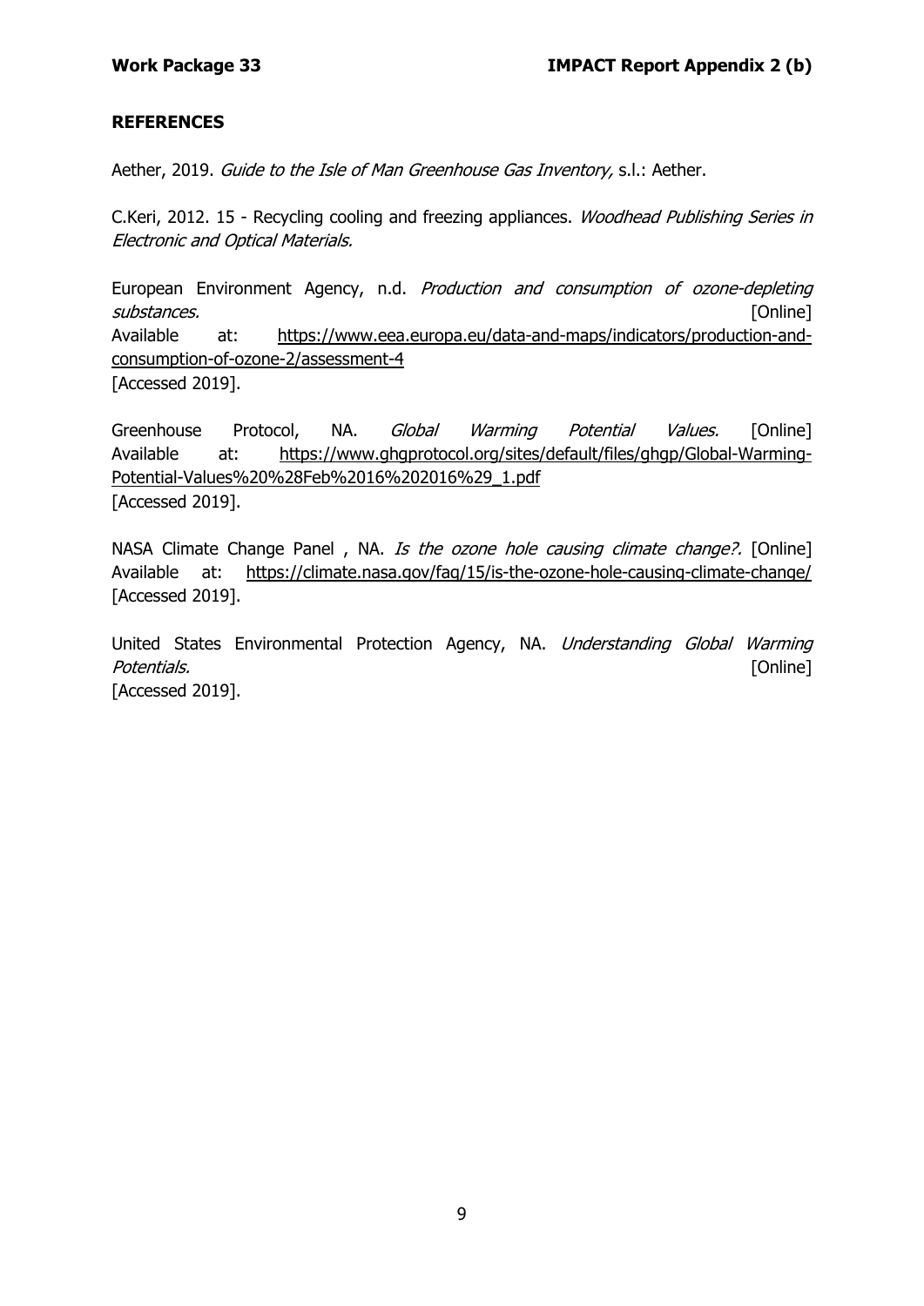## REFERENCES

Aether, 2019. *Guide to the Isle of Man Greenhouse Gas Inventory,* s.l.: Aether.

C.Keri, 2012. 15 - Recycling cooling and freezing appliances. *Woodhead Publishing Series in Electronic and Optical Materials.*

European Environment Agency, n.d. *Production and consumption of ozone-depleting substances.* [Online]
Available at: https://www.eea.europa.eu/data-and-maps/indicators/production-and-consumption-of-ozone-2/assessment-4
[Accessed 2019].

Greenhouse Protocol, NA. *Global Warming Potential Values.* [Online]
Available at: https://www.ghgprotocol.org/sites/default/files/ghgp/Global-Warming-Potential-Values%20%28Feb%2016%202016%29_1.pdf
[Accessed 2019].

NASA Climate Change Panel , NA. *Is the ozone hole causing climate change?.* [Online]
Available at: https://climate.nasa.gov/faq/15/is-the-ozone-hole-causing-climate-change/
[Accessed 2019].

United States Environmental Protection Agency, NA. *Understanding Global Warming Potentials.* [Online]
[Accessed 2019].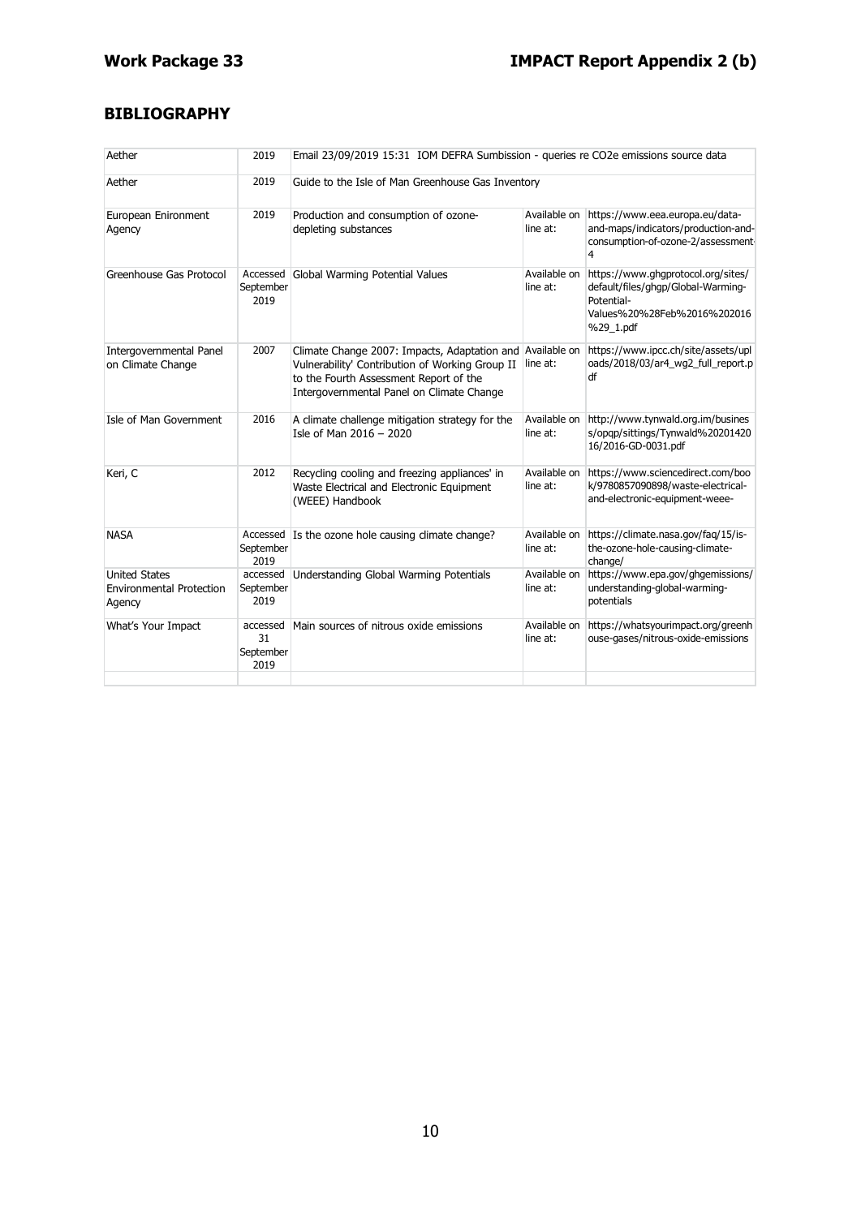## BIBLIOGRAPHY

| | | | | |
|---|---|---|---|---|
| Aether | 2019 | Email 23/09/2019 15:31 IOM DEFRA Sumbission - queries re CO2e emissions source data | | |
| Aether | 2019 | Guide to the Isle of Man Greenhouse Gas Inventory | | |
| European Enironment Agency | 2019 | Production and consumption of ozone-depleting substances | Available on line at: | https://www.eea.europa.eu/data-and-maps/indicators/production-and-consumption-of-ozone-2/assessment-4 |
| Greenhouse Gas Protocol | Accessed September 2019 | Global Warming Potential Values | Available on line at: | https://www.ghgprotocol.org/sites/default/files/ghgp/Global-Warming-Potential-Values%20%28Feb%2016%202016%29_1.pdf |
| Intergovernmental Panel on Climate Change | 2007 | Climate Change 2007: Impacts, Adaptation and Vulnerability' Contribution of Working Group II to the Fourth Assessment Report of the Intergovernmental Panel on Climate Change | Available on line at: | https://www.ipcc.ch/site/assets/uploads/2018/03/ar4_wg2_full_report.pdf |
| Isle of Man Government | 2016 | A climate challenge mitigation strategy for the Isle of Man 2016 – 2020 | Available on line at: | http://www.tynwald.org.im/business/opqp/sittings/Tynwald%2020142016/2016-GD-0031.pdf |
| Keri, C | 2012 | Recycling cooling and freezing appliances' in Waste Electrical and Electronic Equipment (WEEE) Handbook | Available on line at: | https://www.sciencedirect.com/book/9780857090898/waste-electrical-and-electronic-equipment-weee- |
| NASA | Accessed September 2019 | Is the ozone hole causing climate change? | Available on line at: | https://climate.nasa.gov/faq/15/is-the-ozone-hole-causing-climate-change/ |
| United States Environmental Protection Agency | accessed September 2019 | Understanding Global Warming Potentials | Available on line at: | https://www.epa.gov/ghgemissions/understanding-global-warming-potentials |
| What's Your Impact | accessed 31 September 2019 | Main sources of nitrous oxide emissions | Available on line at: | https://whatsyourimpact.org/greenhouse-gases/nitrous-oxide-emissions |